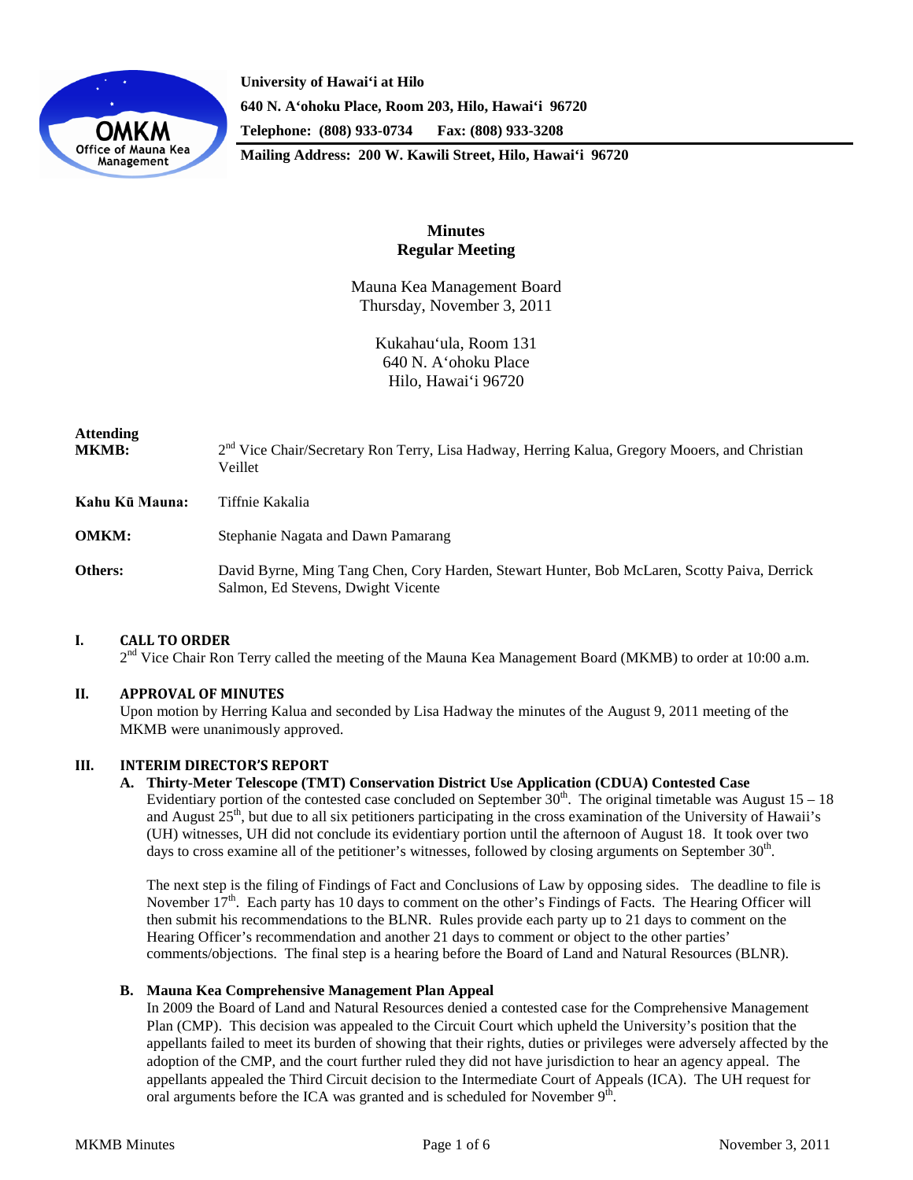University of Hawaiʻi at Hilo
640 N. Aʻohoku Place, Room 203, Hilo, Hawaiʻi 96720
Telephone: (808) 933-0734 Fax: (808) 933-3208
Mailing Address: 200 W. Kawili Street, Hilo, Hawaiʻi 96720

# Minutes
## Regular Meeting

Mauna Kea Management Board
Thursday, November 3, 2011

Kukahauʻula, Room 131
640 N. Aʻohoku Place
Hilo, Hawaiʻi 96720

**Attending MKMB:** 2nd Vice Chair/Secretary Ron Terry, Lisa Hadway, Herring Kalua, Gregory Mooers, and Christian Veillet

**Kahu Kū Mauna:** Tiffnie Kakalia

**OMKM:** Stephanie Nagata and Dawn Pamarang

**Others:** David Byrne, Ming Tang Chen, Cory Harden, Stewart Hunter, Bob McLaren, Scotty Paiva, Derrick Salmon, Ed Stevens, Dwight Vicente

### I. CALL TO ORDER

2nd Vice Chair Ron Terry called the meeting of the Mauna Kea Management Board (MKMB) to order at 10:00 a.m.

### II. APPROVAL OF MINUTES

Upon motion by Herring Kalua and seconded by Lisa Hadway the minutes of the August 9, 2011 meeting of the MKMB were unanimously approved.

### III. INTERIM DIRECTOR'S REPORT

**A. Thirty-Meter Telescope (TMT) Conservation District Use Application (CDUA) Contested Case**

Evidentiary portion of the contested case concluded on September 30th. The original timetable was August 15 – 18 and August 25th, but due to all six petitioners participating in the cross examination of the University of Hawaii's (UH) witnesses, UH did not conclude its evidentiary portion until the afternoon of August 18. It took over two days to cross examine all of the petitioner's witnesses, followed by closing arguments on September 30th.

The next step is the filing of Findings of Fact and Conclusions of Law by opposing sides. The deadline to file is November 17th. Each party has 10 days to comment on the other's Findings of Facts. The Hearing Officer will then submit his recommendations to the BLNR. Rules provide each party up to 21 days to comment on the Hearing Officer's recommendation and another 21 days to comment or object to the other parties' comments/objections. The final step is a hearing before the Board of Land and Natural Resources (BLNR).

**B. Mauna Kea Comprehensive Management Plan Appeal**

In 2009 the Board of Land and Natural Resources denied a contested case for the Comprehensive Management Plan (CMP). This decision was appealed to the Circuit Court which upheld the University's position that the appellants failed to meet its burden of showing that their rights, duties or privileges were adversely affected by the adoption of the CMP, and the court further ruled they did not have jurisdiction to hear an agency appeal. The appellants appealed the Third Circuit decision to the Intermediate Court of Appeals (ICA). The UH request for oral arguments before the ICA was granted and is scheduled for November 9th.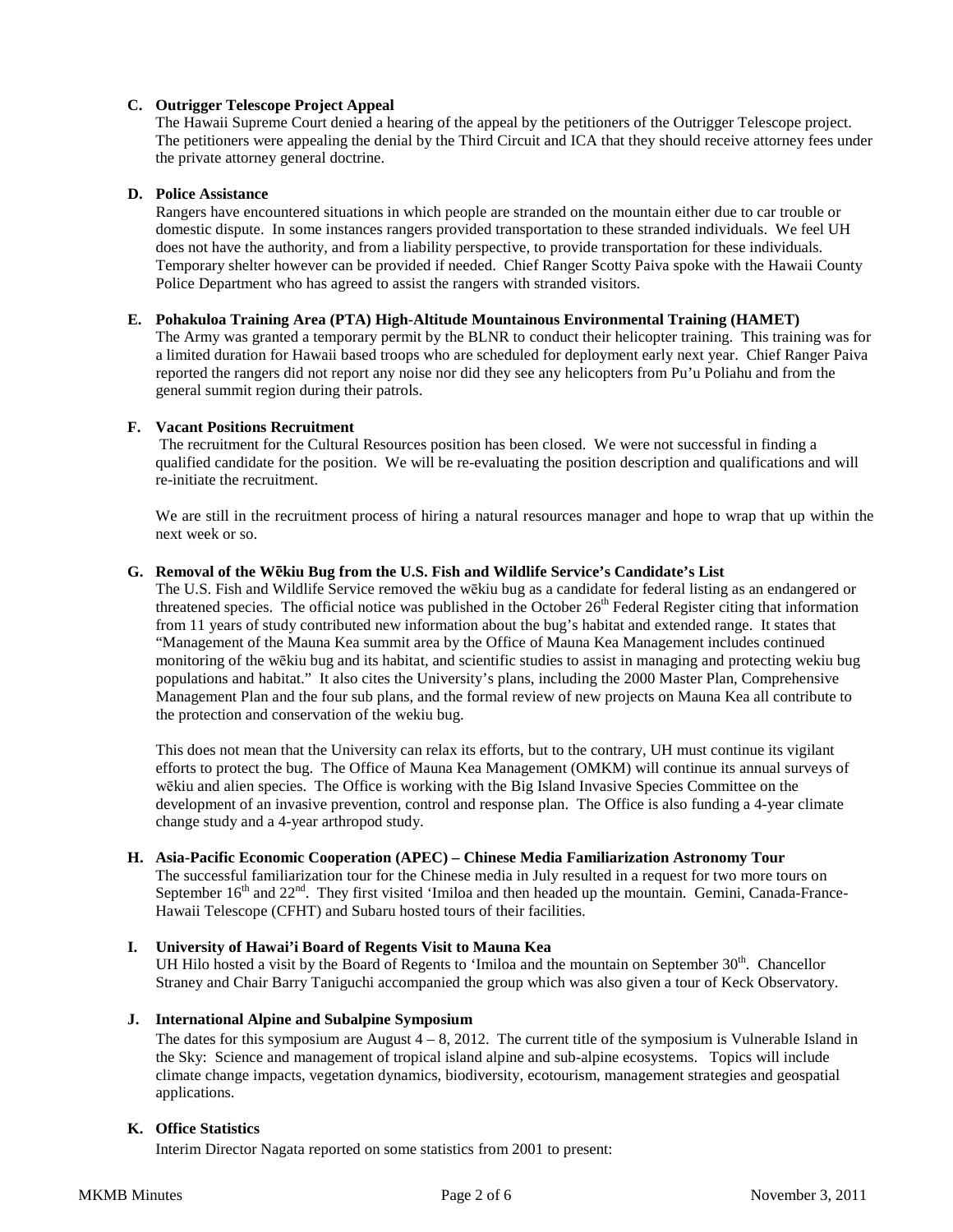**C. Outrigger Telescope Project Appeal**

The Hawaii Supreme Court denied a hearing of the appeal by the petitioners of the Outrigger Telescope project. The petitioners were appealing the denial by the Third Circuit and ICA that they should receive attorney fees under the private attorney general doctrine.

**D. Police Assistance**

Rangers have encountered situations in which people are stranded on the mountain either due to car trouble or domestic dispute. In some instances rangers provided transportation to these stranded individuals. We feel UH does not have the authority, and from a liability perspective, to provide transportation for these individuals. Temporary shelter however can be provided if needed. Chief Ranger Scotty Paiva spoke with the Hawaii County Police Department who has agreed to assist the rangers with stranded visitors.

**E. Pohakuloa Training Area (PTA) High-Altitude Mountainous Environmental Training (HAMET)**

The Army was granted a temporary permit by the BLNR to conduct their helicopter training. This training was for a limited duration for Hawaii based troops who are scheduled for deployment early next year. Chief Ranger Paiva reported the rangers did not report any noise nor did they see any helicopters from Pu'u Poliahu and from the general summit region during their patrols.

**F. Vacant Positions Recruitment**

The recruitment for the Cultural Resources position has been closed. We were not successful in finding a qualified candidate for the position. We will be re-evaluating the position description and qualifications and will re-initiate the recruitment.

We are still in the recruitment process of hiring a natural resources manager and hope to wrap that up within the next week or so.

**G. Removal of the Wēkiu Bug from the U.S. Fish and Wildlife Service's Candidate's List**

The U.S. Fish and Wildlife Service removed the wēkiu bug as a candidate for federal listing as an endangered or threatened species. The official notice was published in the October 26th Federal Register citing that information from 11 years of study contributed new information about the bug's habitat and extended range. It states that "Management of the Mauna Kea summit area by the Office of Mauna Kea Management includes continued monitoring of the wēkiu bug and its habitat, and scientific studies to assist in managing and protecting wekiu bug populations and habitat." It also cites the University's plans, including the 2000 Master Plan, Comprehensive Management Plan and the four sub plans, and the formal review of new projects on Mauna Kea all contribute to the protection and conservation of the wekiu bug.

This does not mean that the University can relax its efforts, but to the contrary, UH must continue its vigilant efforts to protect the bug. The Office of Mauna Kea Management (OMKM) will continue its annual surveys of wēkiu and alien species. The Office is working with the Big Island Invasive Species Committee on the development of an invasive prevention, control and response plan. The Office is also funding a 4-year climate change study and a 4-year arthropod study.

**H. Asia-Pacific Economic Cooperation (APEC) – Chinese Media Familiarization Astronomy Tour**

The successful familiarization tour for the Chinese media in July resulted in a request for two more tours on September 16th and 22nd. They first visited 'Imiloa and then headed up the mountain. Gemini, Canada-France-Hawaii Telescope (CFHT) and Subaru hosted tours of their facilities.

**I. University of Hawai'i Board of Regents Visit to Mauna Kea**

UH Hilo hosted a visit by the Board of Regents to 'Imiloa and the mountain on September 30th. Chancellor Straney and Chair Barry Taniguchi accompanied the group which was also given a tour of Keck Observatory.

**J. International Alpine and Subalpine Symposium**

The dates for this symposium are August 4 – 8, 2012. The current title of the symposium is Vulnerable Island in the Sky: Science and management of tropical island alpine and sub-alpine ecosystems. Topics will include climate change impacts, vegetation dynamics, biodiversity, ecotourism, management strategies and geospatial applications.

**K. Office Statistics**

Interim Director Nagata reported on some statistics from 2001 to present: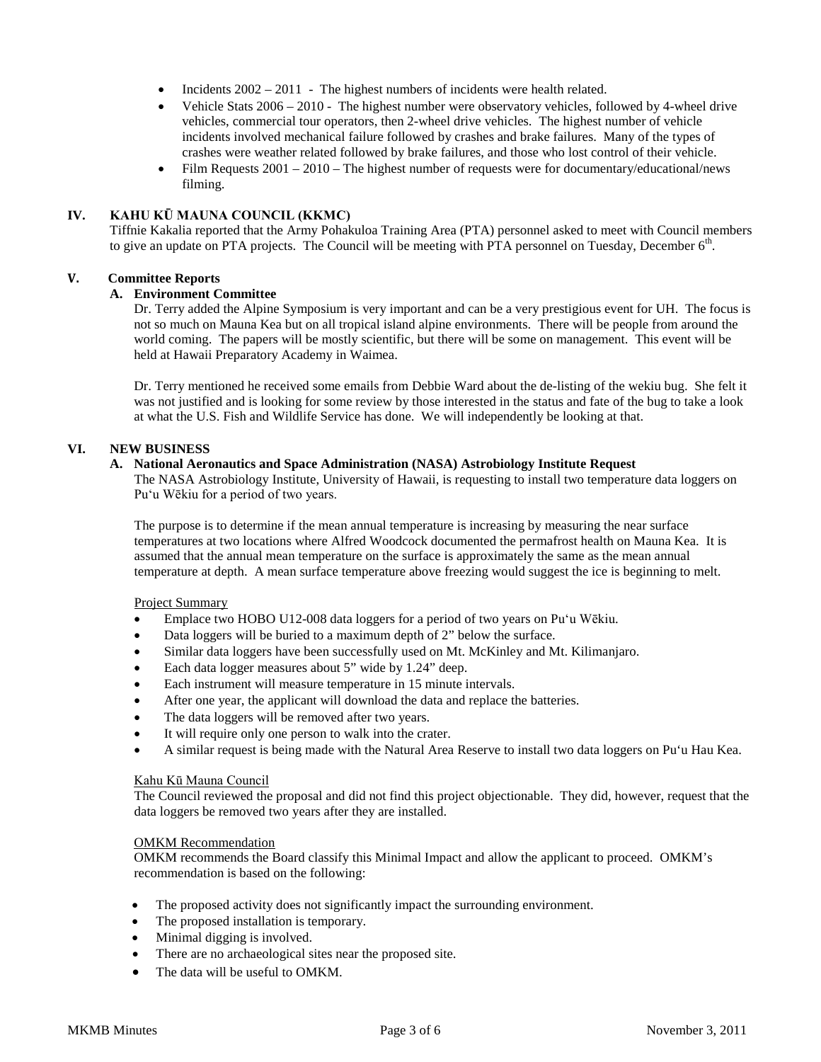- Incidents 2002 – 2011 - The highest numbers of incidents were health related.
- Vehicle Stats 2006 – 2010 - The highest number were observatory vehicles, followed by 4-wheel drive vehicles, commercial tour operators, then 2-wheel drive vehicles. The highest number of vehicle incidents involved mechanical failure followed by crashes and brake failures. Many of the types of crashes were weather related followed by brake failures, and those who lost control of their vehicle.
- Film Requests 2001 – 2010 – The highest number of requests were for documentary/educational/news filming.

## IV. KAHU KŪ MAUNA COUNCIL (KKMC)

Tiffnie Kakalia reported that the Army Pohakuloa Training Area (PTA) personnel asked to meet with Council members to give an update on PTA projects. The Council will be meeting with PTA personnel on Tuesday, December 6th.

## V. Committee Reports

### A. Environment Committee

Dr. Terry added the Alpine Symposium is very important and can be a very prestigious event for UH. The focus is not so much on Mauna Kea but on all tropical island alpine environments. There will be people from around the world coming. The papers will be mostly scientific, but there will be some on management. This event will be held at Hawaii Preparatory Academy in Waimea.

Dr. Terry mentioned he received some emails from Debbie Ward about the de-listing of the wekiu bug. She felt it was not justified and is looking for some review by those interested in the status and fate of the bug to take a look at what the U.S. Fish and Wildlife Service has done. We will independently be looking at that.

## VI. NEW BUSINESS

### A. National Aeronautics and Space Administration (NASA) Astrobiology Institute Request

The NASA Astrobiology Institute, University of Hawaii, is requesting to install two temperature data loggers on Pu'u Wēkiu for a period of two years.

The purpose is to determine if the mean annual temperature is increasing by measuring the near surface temperatures at two locations where Alfred Woodcock documented the permafrost health on Mauna Kea. It is assumed that the annual mean temperature on the surface is approximately the same as the mean annual temperature at depth. A mean surface temperature above freezing would suggest the ice is beginning to melt.

Project Summary

- Emplace two HOBO U12-008 data loggers for a period of two years on Pu'u Wēkiu.
- Data loggers will be buried to a maximum depth of 2" below the surface.
- Similar data loggers have been successfully used on Mt. McKinley and Mt. Kilimanjaro.
- Each data logger measures about 5" wide by 1.24" deep.
- Each instrument will measure temperature in 15 minute intervals.
- After one year, the applicant will download the data and replace the batteries.
- The data loggers will be removed after two years.
- It will require only one person to walk into the crater.
- A similar request is being made with the Natural Area Reserve to install two data loggers on Pu'u Hau Kea.

Kahu Kū Mauna Council

The Council reviewed the proposal and did not find this project objectionable. They did, however, request that the data loggers be removed two years after they are installed.

OMKM Recommendation

OMKM recommends the Board classify this Minimal Impact and allow the applicant to proceed. OMKM's recommendation is based on the following:

- The proposed activity does not significantly impact the surrounding environment.
- The proposed installation is temporary.
- Minimal digging is involved.
- There are no archaeological sites near the proposed site.
- The data will be useful to OMKM.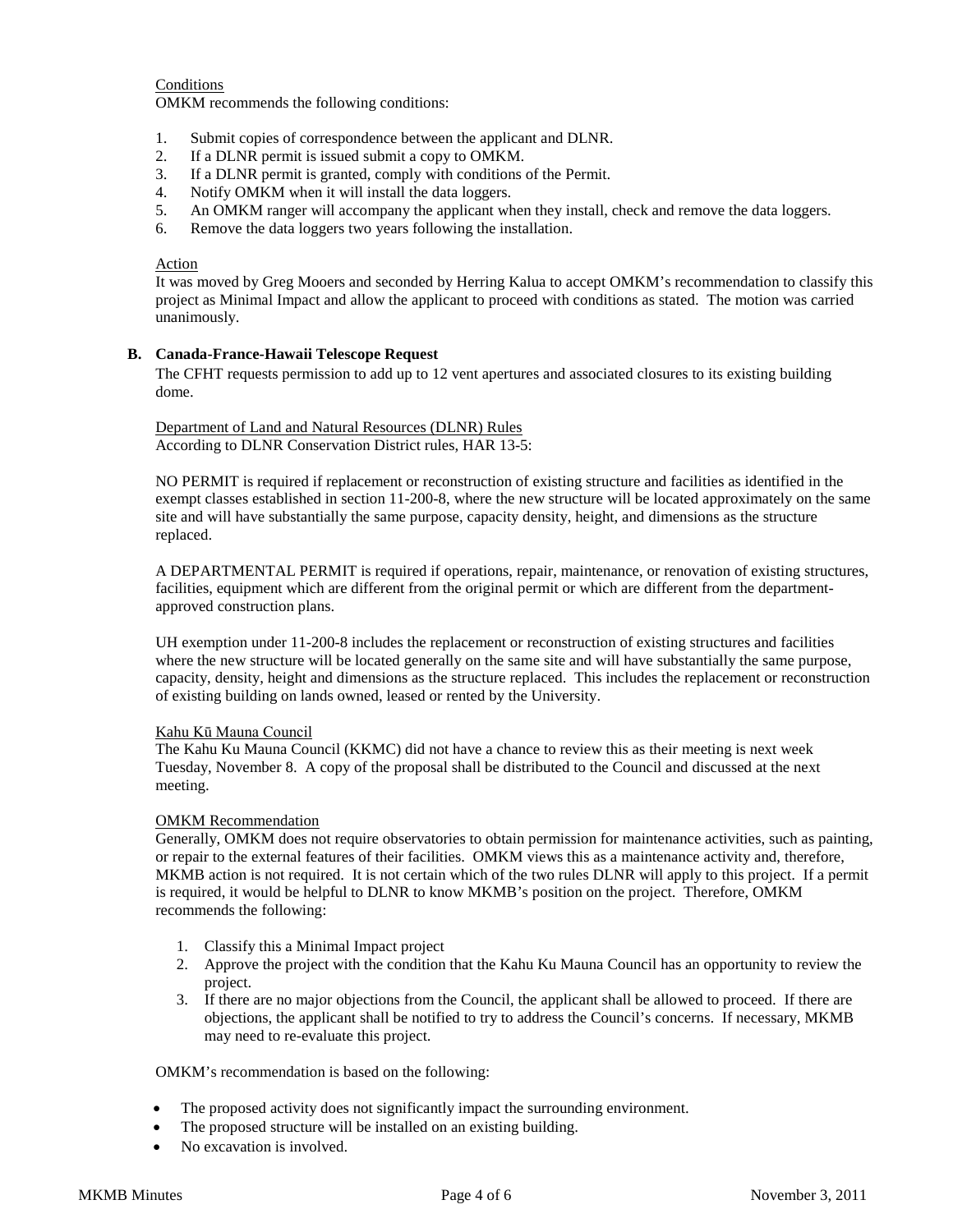Conditions

OMKM recommends the following conditions:

1. Submit copies of correspondence between the applicant and DLNR.
2. If a DLNR permit is issued submit a copy to OMKM.
3. If a DLNR permit is granted, comply with conditions of the Permit.
4. Notify OMKM when it will install the data loggers.
5. An OMKM ranger will accompany the applicant when they install, check and remove the data loggers.
6. Remove the data loggers two years following the installation.

Action

It was moved by Greg Mooers and seconded by Herring Kalua to accept OMKM's recommendation to classify this project as Minimal Impact and allow the applicant to proceed with conditions as stated. The motion was carried unanimously.

**B. Canada-France-Hawaii Telescope Request**

The CFHT requests permission to add up to 12 vent apertures and associated closures to its existing building dome.

Department of Land and Natural Resources (DLNR) Rules

According to DLNR Conservation District rules, HAR 13-5:

NO PERMIT is required if replacement or reconstruction of existing structure and facilities as identified in the exempt classes established in section 11-200-8, where the new structure will be located approximately on the same site and will have substantially the same purpose, capacity density, height, and dimensions as the structure replaced.

A DEPARTMENTAL PERMIT is required if operations, repair, maintenance, or renovation of existing structures, facilities, equipment which are different from the original permit or which are different from the department-approved construction plans.

UH exemption under 11-200-8 includes the replacement or reconstruction of existing structures and facilities where the new structure will be located generally on the same site and will have substantially the same purpose, capacity, density, height and dimensions as the structure replaced. This includes the replacement or reconstruction of existing building on lands owned, leased or rented by the University.

Kahu Kū Mauna Council

The Kahu Ku Mauna Council (KKMC) did not have a chance to review this as their meeting is next week Tuesday, November 8. A copy of the proposal shall be distributed to the Council and discussed at the next meeting.

OMKM Recommendation

Generally, OMKM does not require observatories to obtain permission for maintenance activities, such as painting, or repair to the external features of their facilities. OMKM views this as a maintenance activity and, therefore, MKMB action is not required. It is not certain which of the two rules DLNR will apply to this project. If a permit is required, it would be helpful to DLNR to know MKMB's position on the project. Therefore, OMKM recommends the following:

1. Classify this a Minimal Impact project
2. Approve the project with the condition that the Kahu Ku Mauna Council has an opportunity to review the project.
3. If there are no major objections from the Council, the applicant shall be allowed to proceed. If there are objections, the applicant shall be notified to try to address the Council's concerns. If necessary, MKMB may need to re-evaluate this project.

OMKM's recommendation is based on the following:

- The proposed activity does not significantly impact the surrounding environment.
- The proposed structure will be installed on an existing building.
- No excavation is involved.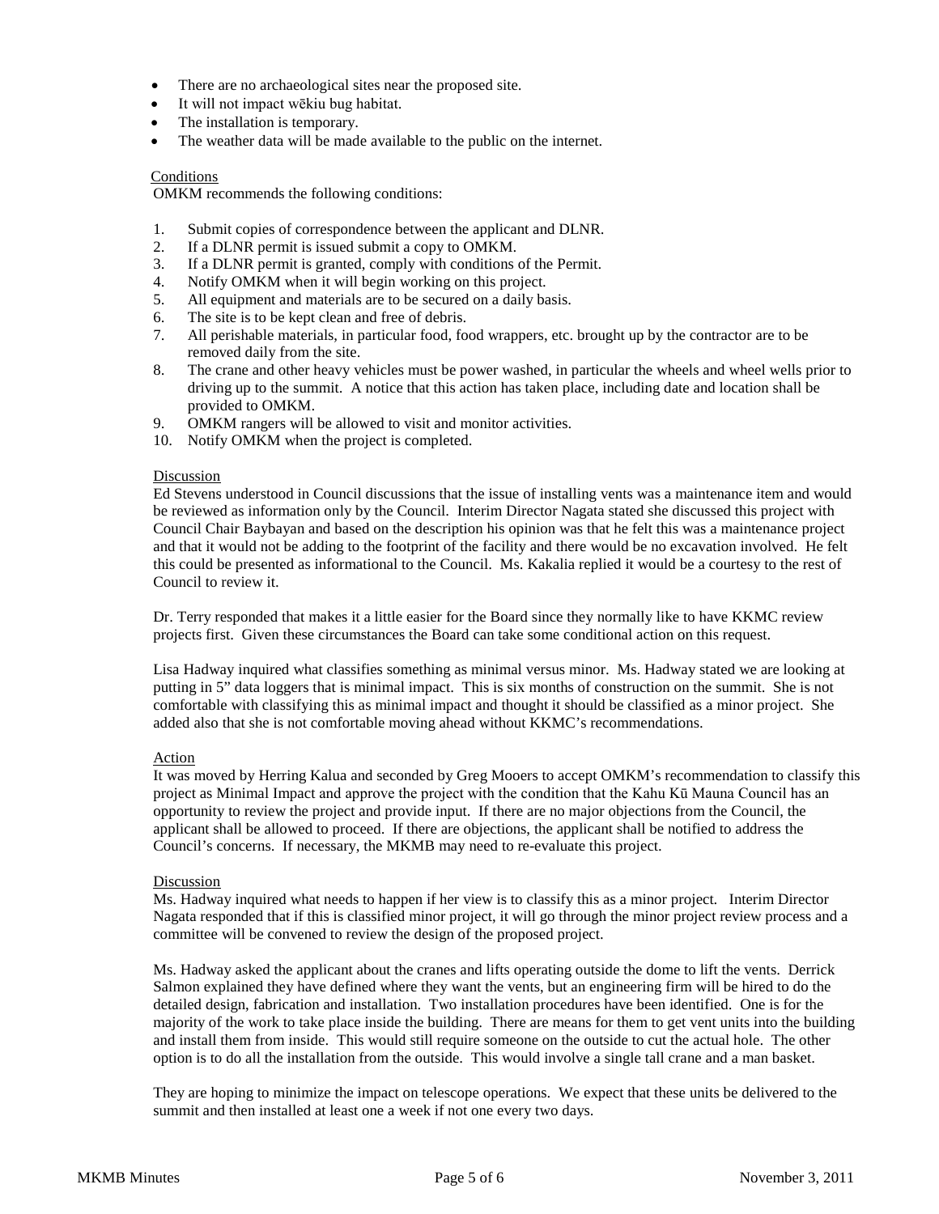- There are no archaeological sites near the proposed site.
- It will not impact wēkiu bug habitat.
- The installation is temporary.
- The weather data will be made available to the public on the internet.

Conditions

OMKM recommends the following conditions:

1. Submit copies of correspondence between the applicant and DLNR.
2. If a DLNR permit is issued submit a copy to OMKM.
3. If a DLNR permit is granted, comply with conditions of the Permit.
4. Notify OMKM when it will begin working on this project.
5. All equipment and materials are to be secured on a daily basis.
6. The site is to be kept clean and free of debris.
7. All perishable materials, in particular food, food wrappers, etc. brought up by the contractor are to be removed daily from the site.
8. The crane and other heavy vehicles must be power washed, in particular the wheels and wheel wells prior to driving up to the summit. A notice that this action has taken place, including date and location shall be provided to OMKM.
9. OMKM rangers will be allowed to visit and monitor activities.
10. Notify OMKM when the project is completed.

Discussion

Ed Stevens understood in Council discussions that the issue of installing vents was a maintenance item and would be reviewed as information only by the Council. Interim Director Nagata stated she discussed this project with Council Chair Baybayan and based on the description his opinion was that he felt this was a maintenance project and that it would not be adding to the footprint of the facility and there would be no excavation involved. He felt this could be presented as informational to the Council. Ms. Kakalia replied it would be a courtesy to the rest of Council to review it.

Dr. Terry responded that makes it a little easier for the Board since they normally like to have KKMC review projects first. Given these circumstances the Board can take some conditional action on this request.

Lisa Hadway inquired what classifies something as minimal versus minor. Ms. Hadway stated we are looking at putting in 5" data loggers that is minimal impact. This is six months of construction on the summit. She is not comfortable with classifying this as minimal impact and thought it should be classified as a minor project. She added also that she is not comfortable moving ahead without KKMC's recommendations.

Action

It was moved by Herring Kalua and seconded by Greg Mooers to accept OMKM's recommendation to classify this project as Minimal Impact and approve the project with the condition that the Kahu Kū Mauna Council has an opportunity to review the project and provide input. If there are no major objections from the Council, the applicant shall be allowed to proceed. If there are objections, the applicant shall be notified to address the Council's concerns. If necessary, the MKMB may need to re-evaluate this project.

Discussion

Ms. Hadway inquired what needs to happen if her view is to classify this as a minor project. Interim Director Nagata responded that if this is classified minor project, it will go through the minor project review process and a committee will be convened to review the design of the proposed project.

Ms. Hadway asked the applicant about the cranes and lifts operating outside the dome to lift the vents. Derrick Salmon explained they have defined where they want the vents, but an engineering firm will be hired to do the detailed design, fabrication and installation. Two installation procedures have been identified. One is for the majority of the work to take place inside the building. There are means for them to get vent units into the building and install them from inside. This would still require someone on the outside to cut the actual hole. The other option is to do all the installation from the outside. This would involve a single tall crane and a man basket.

They are hoping to minimize the impact on telescope operations. We expect that these units be delivered to the summit and then installed at least one a week if not one every two days.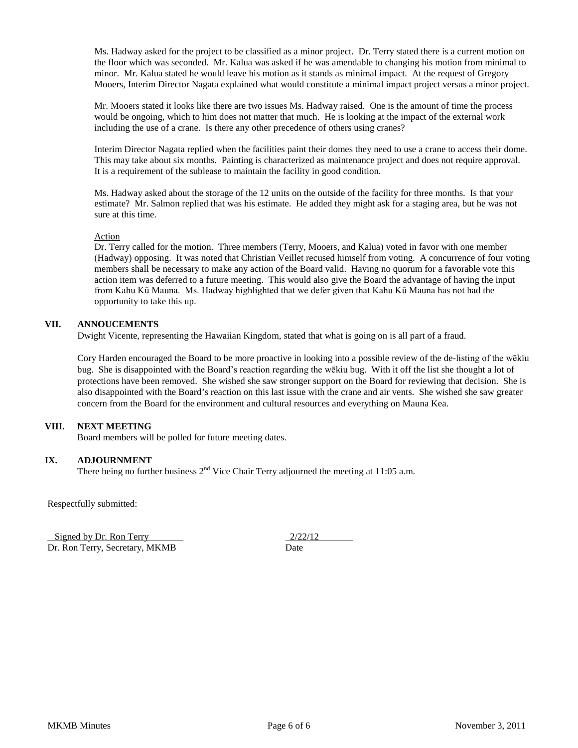Ms. Hadway asked for the project to be classified as a minor project. Dr. Terry stated there is a current motion on the floor which was seconded. Mr. Kalua was asked if he was amendable to changing his motion from minimal to minor. Mr. Kalua stated he would leave his motion as it stands as minimal impact. At the request of Gregory Mooers, Interim Director Nagata explained what would constitute a minimal impact project versus a minor project.

Mr. Mooers stated it looks like there are two issues Ms. Hadway raised. One is the amount of time the process would be ongoing, which to him does not matter that much. He is looking at the impact of the external work including the use of a crane. Is there any other precedence of others using cranes?

Interim Director Nagata replied when the facilities paint their domes they need to use a crane to access their dome. This may take about six months. Painting is characterized as maintenance project and does not require approval. It is a requirement of the sublease to maintain the facility in good condition.

Ms. Hadway asked about the storage of the 12 units on the outside of the facility for three months. Is that your estimate? Mr. Salmon replied that was his estimate. He added they might ask for a staging area, but he was not sure at this time.

Action

Dr. Terry called for the motion. Three members (Terry, Mooers, and Kalua) voted in favor with one member (Hadway) opposing. It was noted that Christian Veillet recused himself from voting. A concurrence of four voting members shall be necessary to make any action of the Board valid. Having no quorum for a favorable vote this action item was deferred to a future meeting. This would also give the Board the advantage of having the input from Kahu Kū Mauna. Ms. Hadway highlighted that we defer given that Kahu Kū Mauna has not had the opportunity to take this up.

## VII. ANNOUCEMENTS

Dwight Vicente, representing the Hawaiian Kingdom, stated that what is going on is all part of a fraud.

Cory Harden encouraged the Board to be more proactive in looking into a possible review of the de-listing of the wēkiu bug. She is disappointed with the Board's reaction regarding the wēkiu bug. With it off the list she thought a lot of protections have been removed. She wished she saw stronger support on the Board for reviewing that decision. She is also disappointed with the Board's reaction on this last issue with the crane and air vents. She wished she saw greater concern from the Board for the environment and cultural resources and everything on Mauna Kea.

## VIII. NEXT MEETING

Board members will be polled for future meeting dates.

## IX. ADJOURNMENT

There being no further business 2nd Vice Chair Terry adjourned the meeting at 11:05 a.m.

Respectfully submitted:

Signed by Dr. Ron Terry — 2/22/12

Dr. Ron Terry, Secretary, MKMB — Date